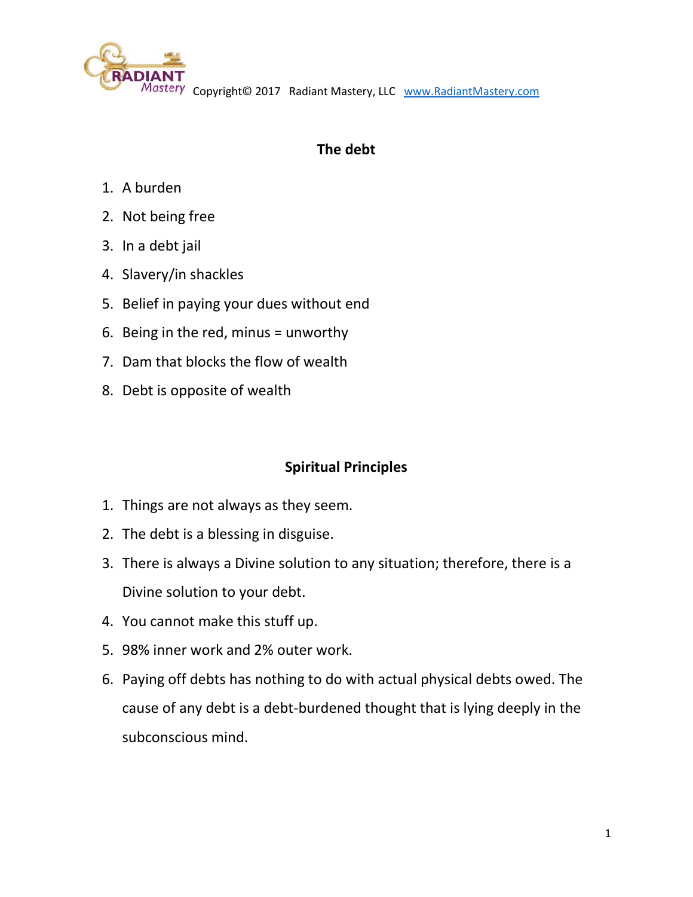Copyright© 2017 Radiant Mastery, LLC www.RadiantMastery.com

## The debt

1. A burden
2. Not being free
3. In a debt jail
4. Slavery/in shackles
5. Belief in paying your dues without end
6. Being in the red, minus = unworthy
7. Dam that blocks the flow of wealth
8. Debt is opposite of wealth

## Spiritual Principles

1. Things are not always as they seem.
2. The debt is a blessing in disguise.
3. There is always a Divine solution to any situation; therefore, there is a Divine solution to your debt.
4. You cannot make this stuff up.
5. 98% inner work and 2% outer work.
6. Paying off debts has nothing to do with actual physical debts owed. The cause of any debt is a debt-burdened thought that is lying deeply in the subconscious mind.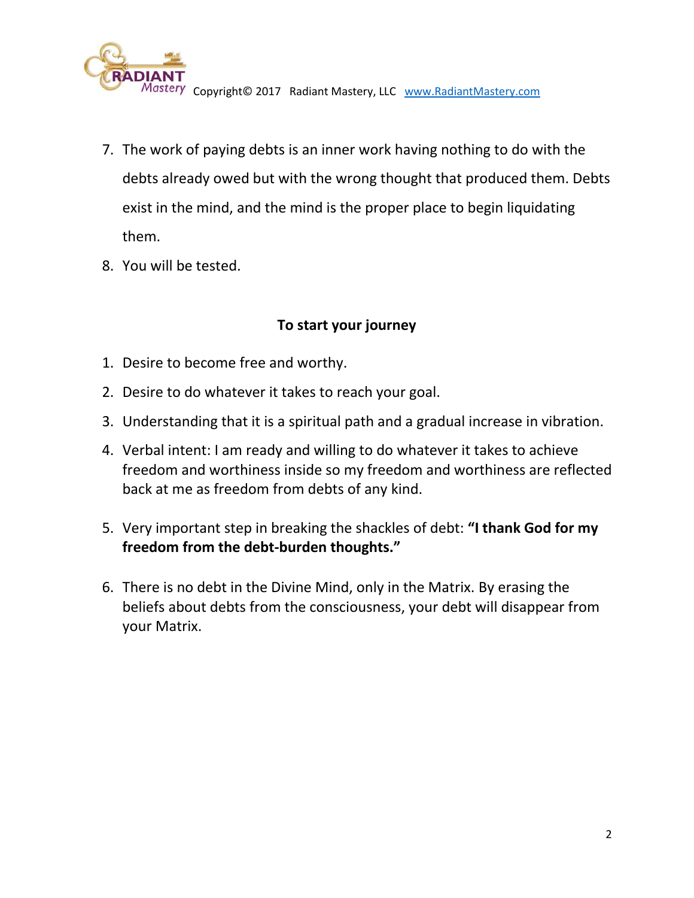7. The work of paying debts is an inner work having nothing to do with the debts already owed but with the wrong thought that produced them. Debts exist in the mind, and the mind is the proper place to begin liquidating them.
8. You will be tested.

**To start your journey**

1. Desire to become free and worthy.
2. Desire to do whatever it takes to reach your goal.
3. Understanding that it is a spiritual path and a gradual increase in vibration.
4. Verbal intent: I am ready and willing to do whatever it takes to achieve freedom and worthiness inside so my freedom and worthiness are reflected back at me as freedom from debts of any kind.
5. Very important step in breaking the shackles of debt: **"I thank God for my freedom from the debt-burden thoughts."**
6. There is no debt in the Divine Mind, only in the Matrix. By erasing the beliefs about debts from the consciousness, your debt will disappear from your Matrix.